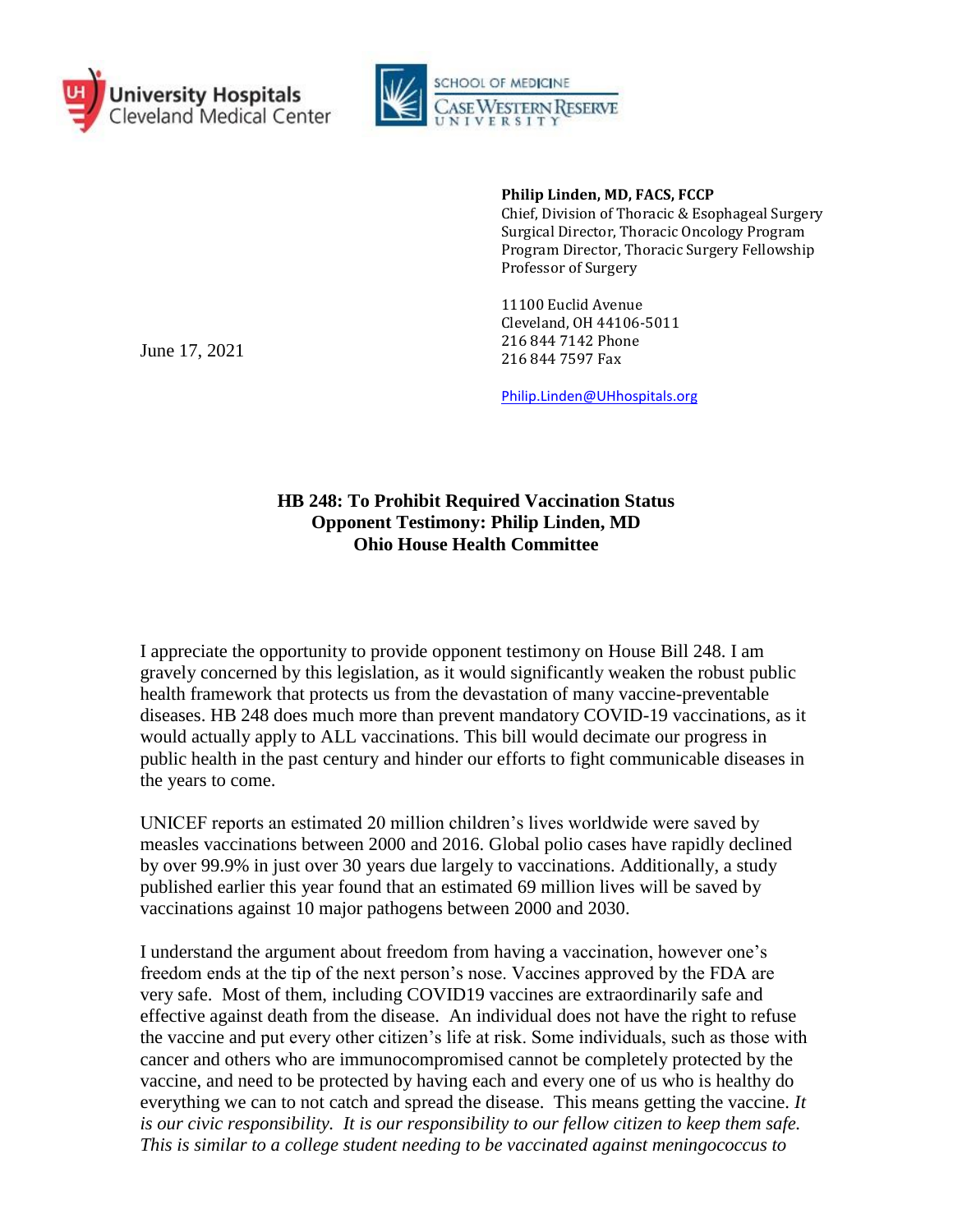University Hospitals Cleveland Medical Center

School of Medicine, Case Western Reserve University

**Philip Linden, MD, FACS, FCCP**
Chief, Division of Thoracic & Esophageal Surgery
Surgical Director, Thoracic Oncology Program
Program Director, Thoracic Surgery Fellowship
Professor of Surgery

11100 Euclid Avenue
Cleveland, OH 44106-5011
216 844 7142 Phone
216 844 7597 Fax

Philip.Linden@UHhospitals.org

June 17, 2021

**HB 248: To Prohibit Required Vaccination Status**
**Opponent Testimony: Philip Linden, MD**
**Ohio House Health Committee**

I appreciate the opportunity to provide opponent testimony on House Bill 248. I am gravely concerned by this legislation, as it would significantly weaken the robust public health framework that protects us from the devastation of many vaccine-preventable diseases. HB 248 does much more than prevent mandatory COVID-19 vaccinations, as it would actually apply to ALL vaccinations. This bill would decimate our progress in public health in the past century and hinder our efforts to fight communicable diseases in the years to come.

UNICEF reports an estimated 20 million children's lives worldwide were saved by measles vaccinations between 2000 and 2016. Global polio cases have rapidly declined by over 99.9% in just over 30 years due largely to vaccinations. Additionally, a study published earlier this year found that an estimated 69 million lives will be saved by vaccinations against 10 major pathogens between 2000 and 2030.

I understand the argument about freedom from having a vaccination, however one's freedom ends at the tip of the next person's nose. Vaccines approved by the FDA are very safe. Most of them, including COVID19 vaccines are extraordinarily safe and effective against death from the disease. An individual does not have the right to refuse the vaccine and put every other citizen's life at risk. Some individuals, such as those with cancer and others who are immunocompromised cannot be completely protected by the vaccine, and need to be protected by having each and every one of us who is healthy do everything we can to not catch and spread the disease. This means getting the vaccine. *It is our civic responsibility. It is our responsibility to our fellow citizen to keep them safe. This is similar to a college student needing to be vaccinated against meningococcus to*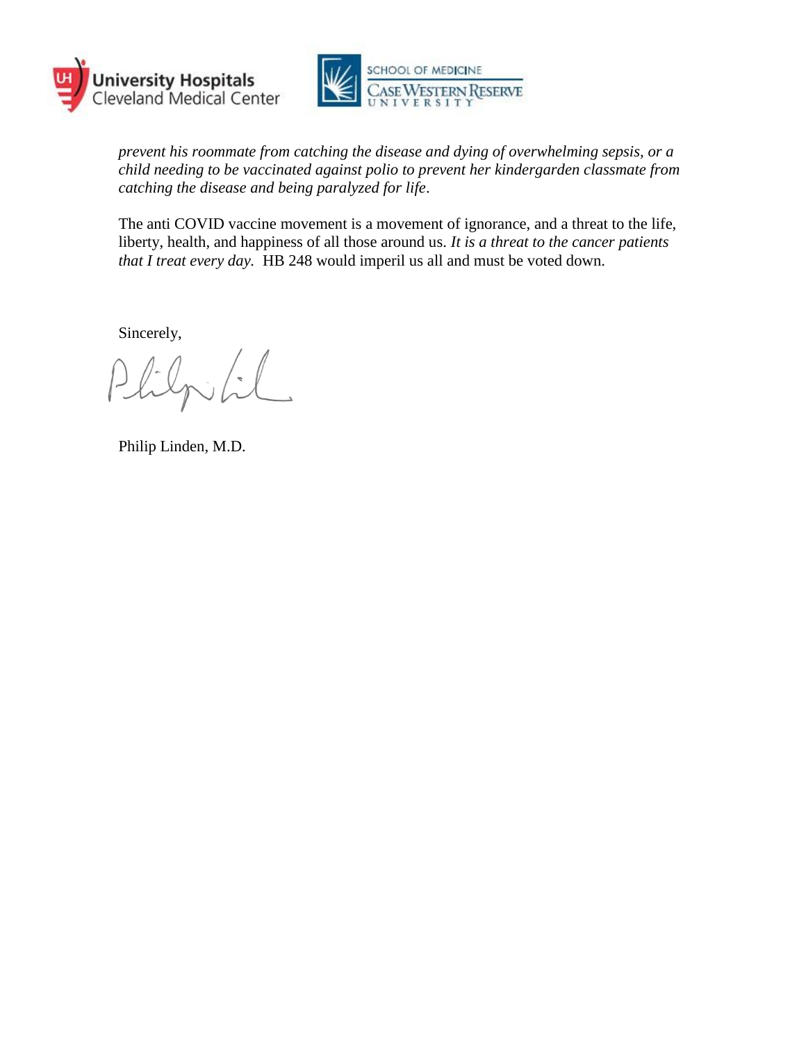*prevent his roommate from catching the disease and dying of overwhelming sepsis, or a child needing to be vaccinated against polio to prevent her kindergarden classmate from catching the disease and being paralyzed for life*.

The anti COVID vaccine movement is a movement of ignorance, and a threat to the life, liberty, health, and happiness of all those around us. *It is a threat to the cancer patients that I treat every day.* HB 248 would imperil us all and must be voted down.

Sincerely,

Philip Linden, M.D.